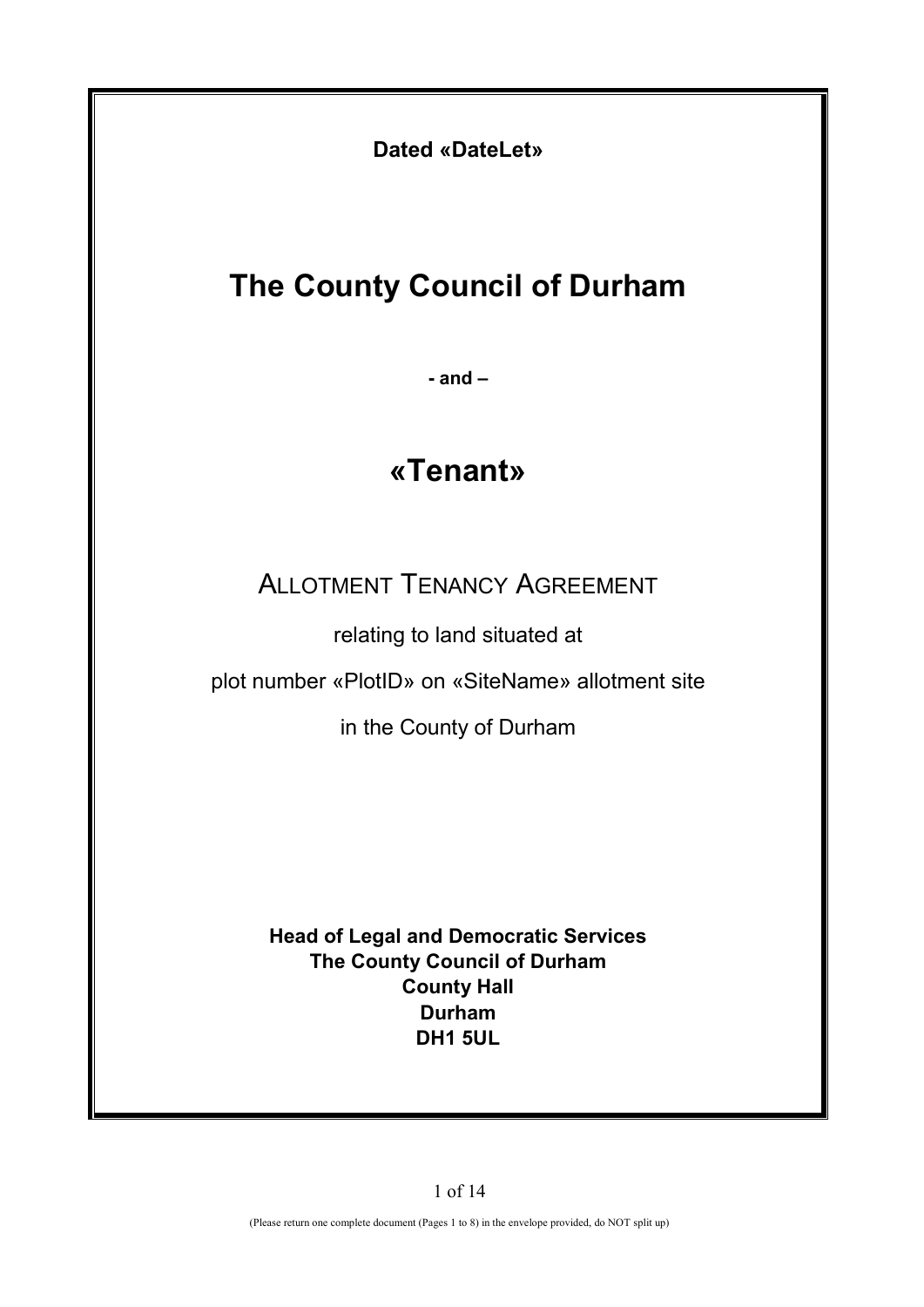**Dated «DateLet»**

# The County Council of Durham

**- and –**

# «Tenant»

## ALLOTMENT TENANCY AGREEMENT

relating to land situated at

plot number «PlotID» on «SiteName» allotment site

in the County of Durham

**Head of Legal and Democratic Services**
**The County Council of Durham**
**County Hall**
**Durham**
**DH1 5UL**

(Please return one complete document (Pages 1 to 8) in the envelope provided, do NOT split up)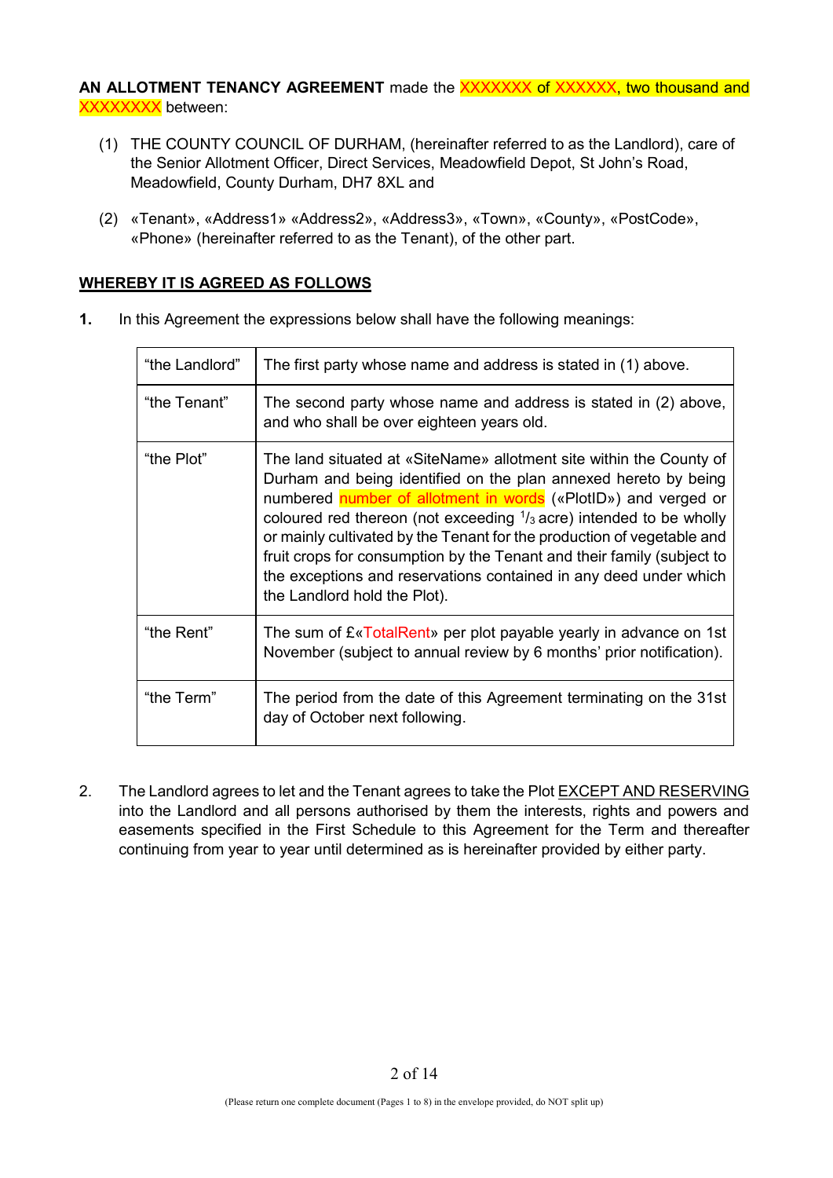**AN ALLOTMENT TENANCY AGREEMENT** made the XXXXXXX of XXXXXX, two thousand and XXXXXXXX between:

(1) THE COUNTY COUNCIL OF DURHAM, (hereinafter referred to as the Landlord), care of the Senior Allotment Officer, Direct Services, Meadowfield Depot, St John's Road, Meadowfield, County Durham, DH7 8XL and

(2) «Tenant», «Address1» «Address2», «Address3», «Town», «County», «PostCode», «Phone» (hereinafter referred to as the Tenant), of the other part.

**WHEREBY IT IS AGREED AS FOLLOWS**

**1.** In this Agreement the expressions below shall have the following meanings:

| | |
|---|---|
| "the Landlord" | The first party whose name and address is stated in (1) above. |
| "the Tenant" | The second party whose name and address is stated in (2) above, and who shall be over eighteen years old. |
| "the Plot" | The land situated at «SiteName» allotment site within the County of Durham and being identified on the plan annexed hereto by being numbered number of allotment in words («PlotID») and verged or coloured red thereon (not exceeding $^{1}/_{3}$ acre) intended to be wholly or mainly cultivated by the Tenant for the production of vegetable and fruit crops for consumption by the Tenant and their family (subject to the exceptions and reservations contained in any deed under which the Landlord hold the Plot). |
| "the Rent" | The sum of £«TotalRent» per plot payable yearly in advance on 1st November (subject to annual review by 6 months' prior notification). |
| "the Term" | The period from the date of this Agreement terminating on the 31st day of October next following. |

2. The Landlord agrees to let and the Tenant agrees to take the Plot EXCEPT AND RESERVING into the Landlord and all persons authorised by them the interests, rights and powers and easements specified in the First Schedule to this Agreement for the Term and thereafter continuing from year to year until determined as is hereinafter provided by either party.

(Please return one complete document (Pages 1 to 8) in the envelope provided, do NOT split up)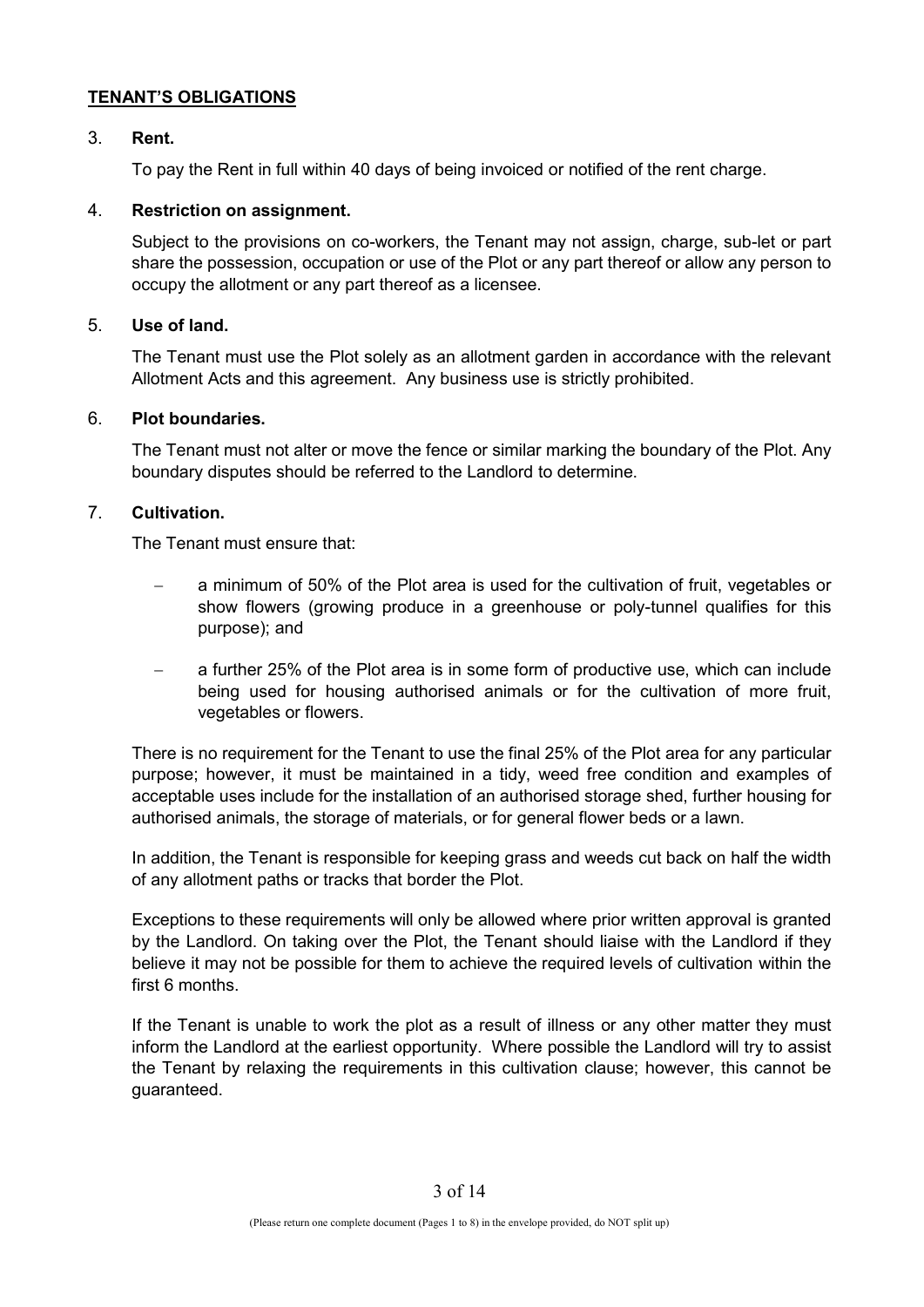## TENANT'S OBLIGATIONS

3. **Rent.**

   To pay the Rent in full within 40 days of being invoiced or notified of the rent charge.

4. **Restriction on assignment.**

   Subject to the provisions on co-workers, the Tenant may not assign, charge, sub-let or part share the possession, occupation or use of the Plot or any part thereof or allow any person to occupy the allotment or any part thereof as a licensee.

5. **Use of land.**

   The Tenant must use the Plot solely as an allotment garden in accordance with the relevant Allotment Acts and this agreement. Any business use is strictly prohibited.

6. **Plot boundaries.**

   The Tenant must not alter or move the fence or similar marking the boundary of the Plot. Any boundary disputes should be referred to the Landlord to determine.

7. **Cultivation.**

   The Tenant must ensure that:

   - a minimum of 50% of the Plot area is used for the cultivation of fruit, vegetables or show flowers (growing produce in a greenhouse or poly-tunnel qualifies for this purpose); and
   - a further 25% of the Plot area is in some form of productive use, which can include being used for housing authorised animals or for the cultivation of more fruit, vegetables or flowers.

   There is no requirement for the Tenant to use the final 25% of the Plot area for any particular purpose; however, it must be maintained in a tidy, weed free condition and examples of acceptable uses include for the installation of an authorised storage shed, further housing for authorised animals, the storage of materials, or for general flower beds or a lawn.

   In addition, the Tenant is responsible for keeping grass and weeds cut back on half the width of any allotment paths or tracks that border the Plot.

   Exceptions to these requirements will only be allowed where prior written approval is granted by the Landlord. On taking over the Plot, the Tenant should liaise with the Landlord if they believe it may not be possible for them to achieve the required levels of cultivation within the first 6 months.

   If the Tenant is unable to work the plot as a result of illness or any other matter they must inform the Landlord at the earliest opportunity. Where possible the Landlord will try to assist the Tenant by relaxing the requirements in this cultivation clause; however, this cannot be guaranteed.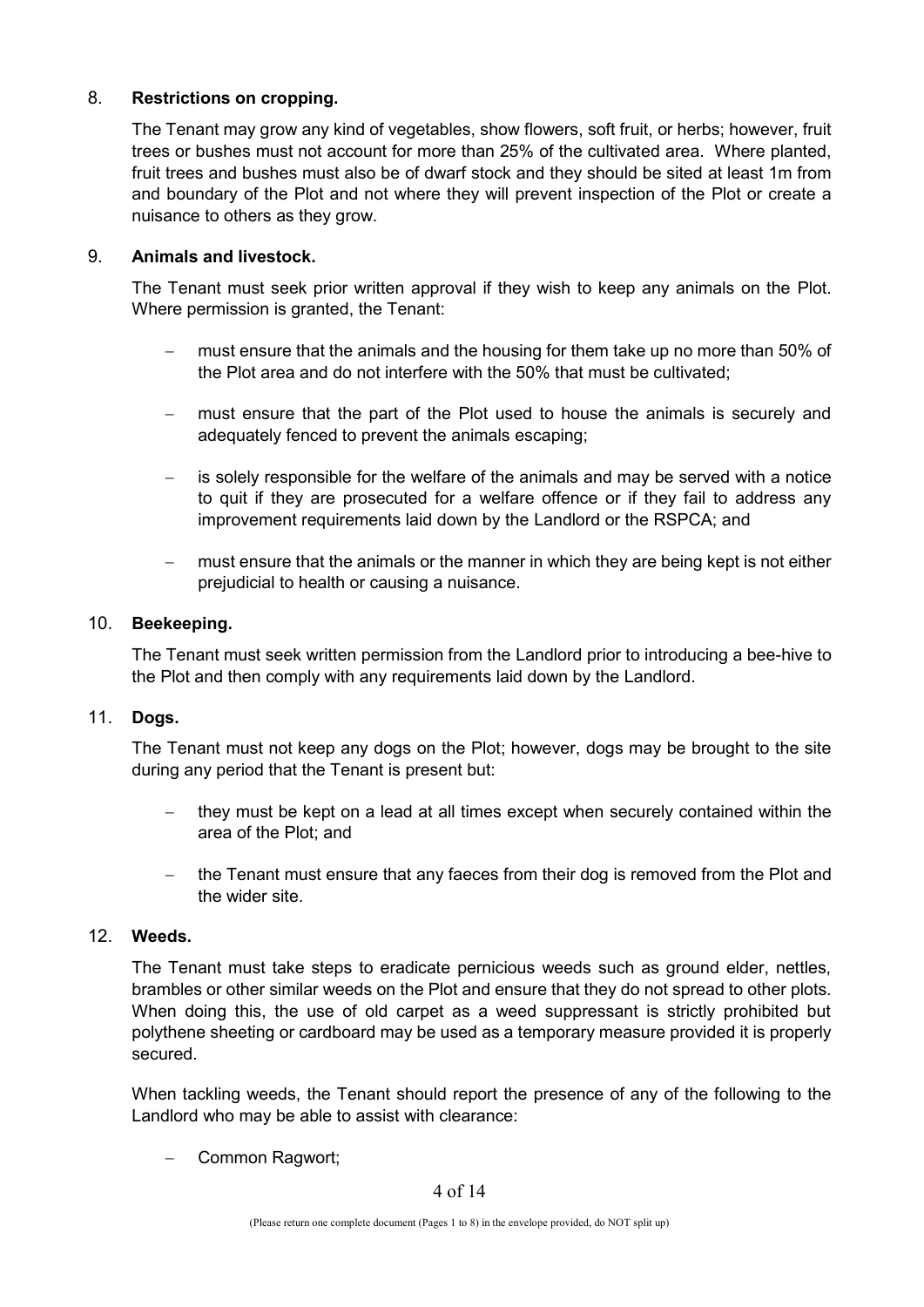8. **Restrictions on cropping.**

   The Tenant may grow any kind of vegetables, show flowers, soft fruit, or herbs; however, fruit trees or bushes must not account for more than 25% of the cultivated area. Where planted, fruit trees and bushes must also be of dwarf stock and they should be sited at least 1m from and boundary of the Plot and not where they will prevent inspection of the Plot or create a nuisance to others as they grow.

9. **Animals and livestock.**

   The Tenant must seek prior written approval if they wish to keep any animals on the Plot. Where permission is granted, the Tenant:

   - must ensure that the animals and the housing for them take up no more than 50% of the Plot area and do not interfere with the 50% that must be cultivated;
   - must ensure that the part of the Plot used to house the animals is securely and adequately fenced to prevent the animals escaping;
   - is solely responsible for the welfare of the animals and may be served with a notice to quit if they are prosecuted for a welfare offence or if they fail to address any improvement requirements laid down by the Landlord or the RSPCA; and
   - must ensure that the animals or the manner in which they are being kept is not either prejudicial to health or causing a nuisance.

10. **Beekeeping.**

    The Tenant must seek written permission from the Landlord prior to introducing a bee-hive to the Plot and then comply with any requirements laid down by the Landlord.

11. **Dogs.**

    The Tenant must not keep any dogs on the Plot; however, dogs may be brought to the site during any period that the Tenant is present but:

    - they must be kept on a lead at all times except when securely contained within the area of the Plot; and
    - the Tenant must ensure that any faeces from their dog is removed from the Plot and the wider site.

12. **Weeds.**

    The Tenant must take steps to eradicate pernicious weeds such as ground elder, nettles, brambles or other similar weeds on the Plot and ensure that they do not spread to other plots. When doing this, the use of old carpet as a weed suppressant is strictly prohibited but polythene sheeting or cardboard may be used as a temporary measure provided it is properly secured.

    When tackling weeds, the Tenant should report the presence of any of the following to the Landlord who may be able to assist with clearance:

    - Common Ragwort;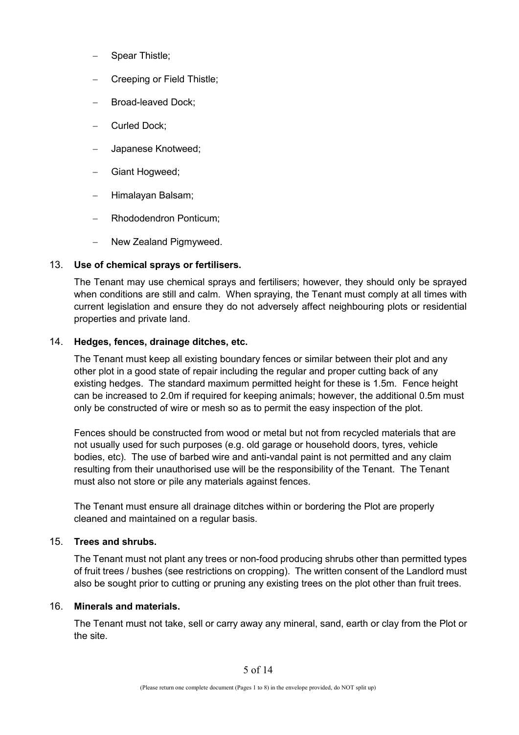- Spear Thistle;
- Creeping or Field Thistle;
- Broad-leaved Dock;
- Curled Dock;
- Japanese Knotweed;
- Giant Hogweed;
- Himalayan Balsam;
- Rhododendron Ponticum;
- New Zealand Pigmyweed.

13. **Use of chemical sprays or fertilisers.**

    The Tenant may use chemical sprays and fertilisers; however, they should only be sprayed when conditions are still and calm. When spraying, the Tenant must comply at all times with current legislation and ensure they do not adversely affect neighbouring plots or residential properties and private land.

14. **Hedges, fences, drainage ditches, etc.**

    The Tenant must keep all existing boundary fences or similar between their plot and any other plot in a good state of repair including the regular and proper cutting back of any existing hedges. The standard maximum permitted height for these is 1.5m. Fence height can be increased to 2.0m if required for keeping animals; however, the additional 0.5m must only be constructed of wire or mesh so as to permit the easy inspection of the plot.

    Fences should be constructed from wood or metal but not from recycled materials that are not usually used for such purposes (e.g. old garage or household doors, tyres, vehicle bodies, etc). The use of barbed wire and anti-vandal paint is not permitted and any claim resulting from their unauthorised use will be the responsibility of the Tenant. The Tenant must also not store or pile any materials against fences.

    The Tenant must ensure all drainage ditches within or bordering the Plot are properly cleaned and maintained on a regular basis.

15. **Trees and shrubs.**

    The Tenant must not plant any trees or non-food producing shrubs other than permitted types of fruit trees / bushes (see restrictions on cropping). The written consent of the Landlord must also be sought prior to cutting or pruning any existing trees on the plot other than fruit trees.

16. **Minerals and materials.**

    The Tenant must not take, sell or carry away any mineral, sand, earth or clay from the Plot or the site.

(Please return one complete document (Pages 1 to 8) in the envelope provided, do NOT split up)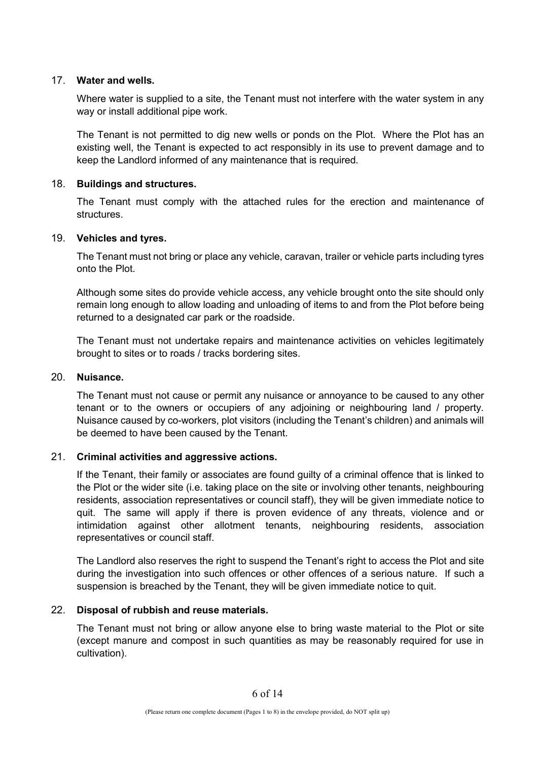17. **Water and wells.**

 Where water is supplied to a site, the Tenant must not interfere with the water system in any way or install additional pipe work.

 The Tenant is not permitted to dig new wells or ponds on the Plot. Where the Plot has an existing well, the Tenant is expected to act responsibly in its use to prevent damage and to keep the Landlord informed of any maintenance that is required.

18. **Buildings and structures.**

 The Tenant must comply with the attached rules for the erection and maintenance of structures.

19. **Vehicles and tyres.**

 The Tenant must not bring or place any vehicle, caravan, trailer or vehicle parts including tyres onto the Plot.

 Although some sites do provide vehicle access, any vehicle brought onto the site should only remain long enough to allow loading and unloading of items to and from the Plot before being returned to a designated car park or the roadside.

 The Tenant must not undertake repairs and maintenance activities on vehicles legitimately brought to sites or to roads / tracks bordering sites.

20. **Nuisance.**

 The Tenant must not cause or permit any nuisance or annoyance to be caused to any other tenant or to the owners or occupiers of any adjoining or neighbouring land / property. Nuisance caused by co-workers, plot visitors (including the Tenant's children) and animals will be deemed to have been caused by the Tenant.

21. **Criminal activities and aggressive actions.**

 If the Tenant, their family or associates are found guilty of a criminal offence that is linked to the Plot or the wider site (i.e. taking place on the site or involving other tenants, neighbouring residents, association representatives or council staff), they will be given immediate notice to quit. The same will apply if there is proven evidence of any threats, violence and or intimidation against other allotment tenants, neighbouring residents, association representatives or council staff.

 The Landlord also reserves the right to suspend the Tenant's right to access the Plot and site during the investigation into such offences or other offences of a serious nature. If such a suspension is breached by the Tenant, they will be given immediate notice to quit.

22. **Disposal of rubbish and reuse materials.**

 The Tenant must not bring or allow anyone else to bring waste material to the Plot or site (except manure and compost in such quantities as may be reasonably required for use in cultivation).

(Please return one complete document (Pages 1 to 8) in the envelope provided, do NOT split up)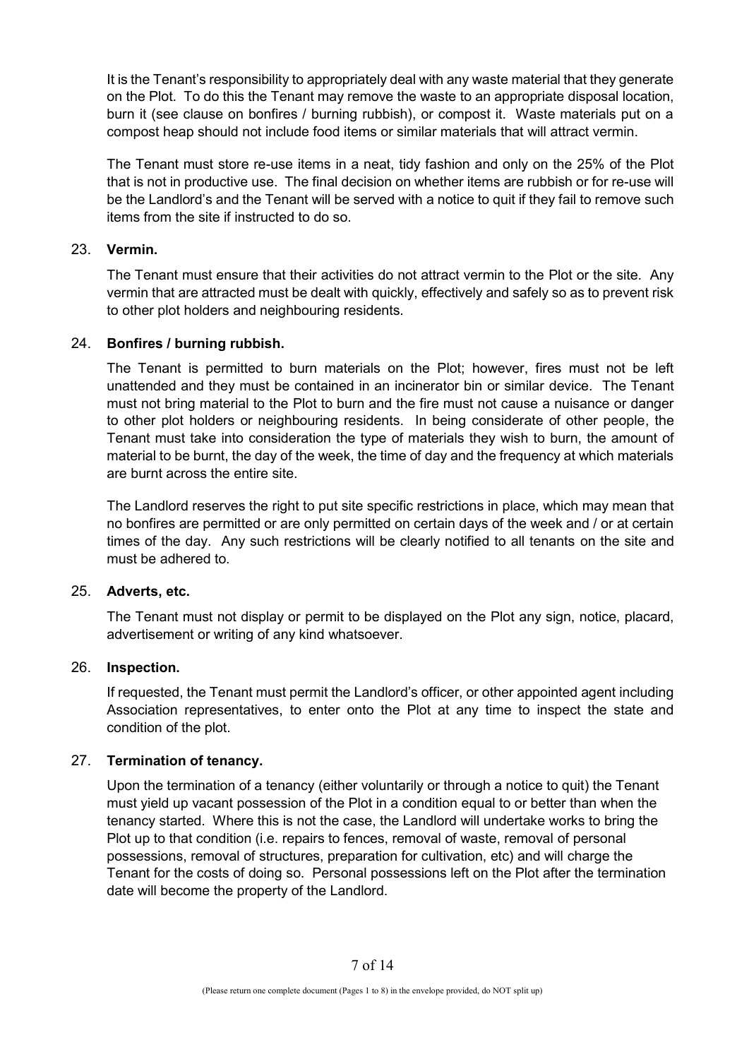It is the Tenant's responsibility to appropriately deal with any waste material that they generate on the Plot. To do this the Tenant may remove the waste to an appropriate disposal location, burn it (see clause on bonfires / burning rubbish), or compost it. Waste materials put on a compost heap should not include food items or similar materials that will attract vermin.

The Tenant must store re-use items in a neat, tidy fashion and only on the 25% of the Plot that is not in productive use. The final decision on whether items are rubbish or for re-use will be the Landlord's and the Tenant will be served with a notice to quit if they fail to remove such items from the site if instructed to do so.

23. **Vermin.**

The Tenant must ensure that their activities do not attract vermin to the Plot or the site. Any vermin that are attracted must be dealt with quickly, effectively and safely so as to prevent risk to other plot holders and neighbouring residents.

24. **Bonfires / burning rubbish.**

The Tenant is permitted to burn materials on the Plot; however, fires must not be left unattended and they must be contained in an incinerator bin or similar device. The Tenant must not bring material to the Plot to burn and the fire must not cause a nuisance or danger to other plot holders or neighbouring residents. In being considerate of other people, the Tenant must take into consideration the type of materials they wish to burn, the amount of material to be burnt, the day of the week, the time of day and the frequency at which materials are burnt across the entire site.

The Landlord reserves the right to put site specific restrictions in place, which may mean that no bonfires are permitted or are only permitted on certain days of the week and / or at certain times of the day. Any such restrictions will be clearly notified to all tenants on the site and must be adhered to.

25. **Adverts, etc.**

The Tenant must not display or permit to be displayed on the Plot any sign, notice, placard, advertisement or writing of any kind whatsoever.

26. **Inspection.**

If requested, the Tenant must permit the Landlord's officer, or other appointed agent including Association representatives, to enter onto the Plot at any time to inspect the state and condition of the plot.

27. **Termination of tenancy.**

Upon the termination of a tenancy (either voluntarily or through a notice to quit) the Tenant must yield up vacant possession of the Plot in a condition equal to or better than when the tenancy started. Where this is not the case, the Landlord will undertake works to bring the Plot up to that condition (i.e. repairs to fences, removal of waste, removal of personal possessions, removal of structures, preparation for cultivation, etc) and will charge the Tenant for the costs of doing so. Personal possessions left on the Plot after the termination date will become the property of the Landlord.

(Please return one complete document (Pages 1 to 8) in the envelope provided, do NOT split up)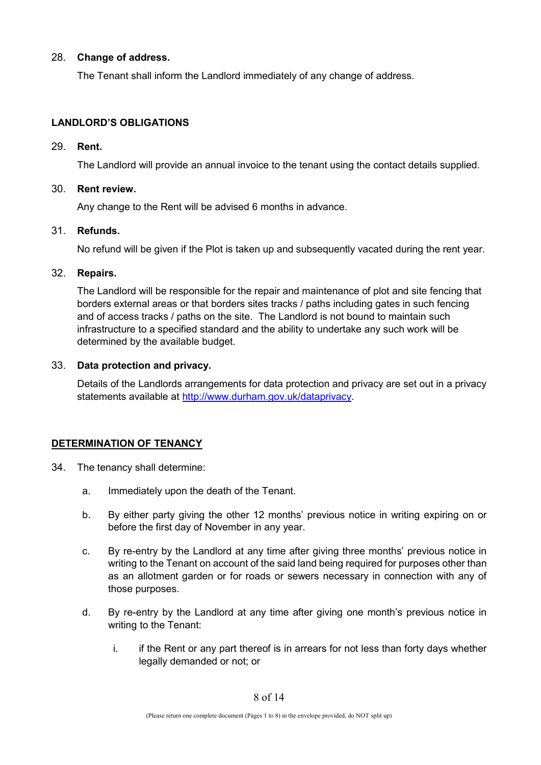28. **Change of address.**

    The Tenant shall inform the Landlord immediately of any change of address.

**LANDLORD'S OBLIGATIONS**

29. **Rent.**

    The Landlord will provide an annual invoice to the tenant using the contact details supplied.

30. **Rent review.**

    Any change to the Rent will be advised 6 months in advance.

31. **Refunds.**

    No refund will be given if the Plot is taken up and subsequently vacated during the rent year.

32. **Repairs.**

    The Landlord will be responsible for the repair and maintenance of plot and site fencing that borders external areas or that borders sites tracks / paths including gates in such fencing and of access tracks / paths on the site. The Landlord is not bound to maintain such infrastructure to a specified standard and the ability to undertake any such work will be determined by the available budget.

33. **Data protection and privacy.**

    Details of the Landlords arrangements for data protection and privacy are set out in a privacy statements available at [http://www.durham.gov.uk/dataprivacy](http://www.durham.gov.uk/dataprivacy).

**DETERMINATION OF TENANCY**

34. The tenancy shall determine:

    a. Immediately upon the death of the Tenant.

    b. By either party giving the other 12 months' previous notice in writing expiring on or before the first day of November in any year.

    c. By re-entry by the Landlord at any time after giving three months' previous notice in writing to the Tenant on account of the said land being required for purposes other than as an allotment garden or for roads or sewers necessary in connection with any of those purposes.

    d. By re-entry by the Landlord at any time after giving one month's previous notice in writing to the Tenant:

        i. if the Rent or any part thereof is in arrears for not less than forty days whether legally demanded or not; or

(Please return one complete document (Pages 1 to 8) in the envelope provided, do NOT split up)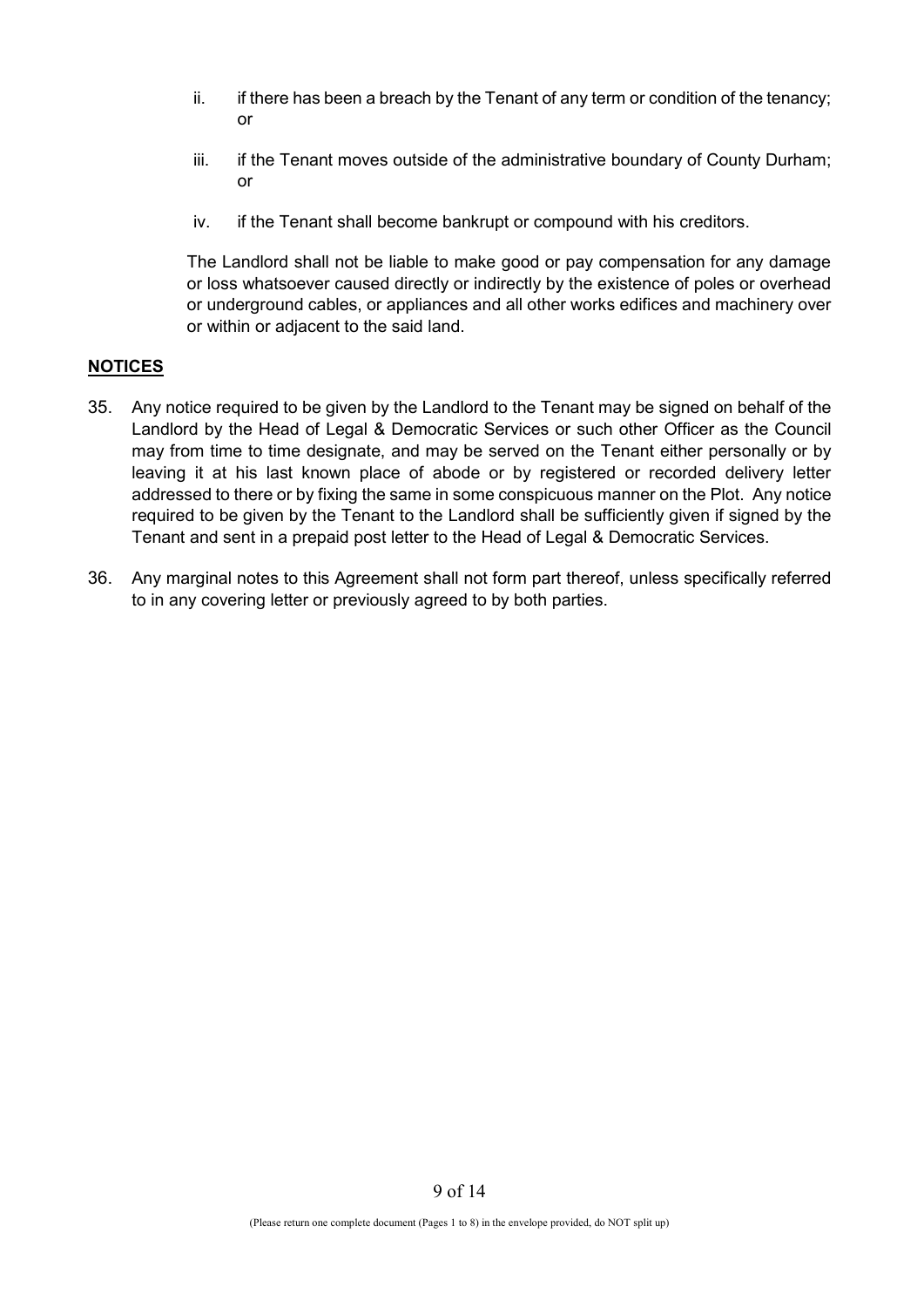ii. if there has been a breach by the Tenant of any term or condition of the tenancy; or

iii. if the Tenant moves outside of the administrative boundary of County Durham; or

iv. if the Tenant shall become bankrupt or compound with his creditors.

The Landlord shall not be liable to make good or pay compensation for any damage or loss whatsoever caused directly or indirectly by the existence of poles or overhead or underground cables, or appliances and all other works edifices and machinery over or within or adjacent to the said land.

## **NOTICES**

35. Any notice required to be given by the Landlord to the Tenant may be signed on behalf of the Landlord by the Head of Legal & Democratic Services or such other Officer as the Council may from time to time designate, and may be served on the Tenant either personally or by leaving it at his last known place of abode or by registered or recorded delivery letter addressed to there or by fixing the same in some conspicuous manner on the Plot. Any notice required to be given by the Tenant to the Landlord shall be sufficiently given if signed by the Tenant and sent in a prepaid post letter to the Head of Legal & Democratic Services.

36. Any marginal notes to this Agreement shall not form part thereof, unless specifically referred to in any covering letter or previously agreed to by both parties.

(Please return one complete document (Pages 1 to 8) in the envelope provided, do NOT split up)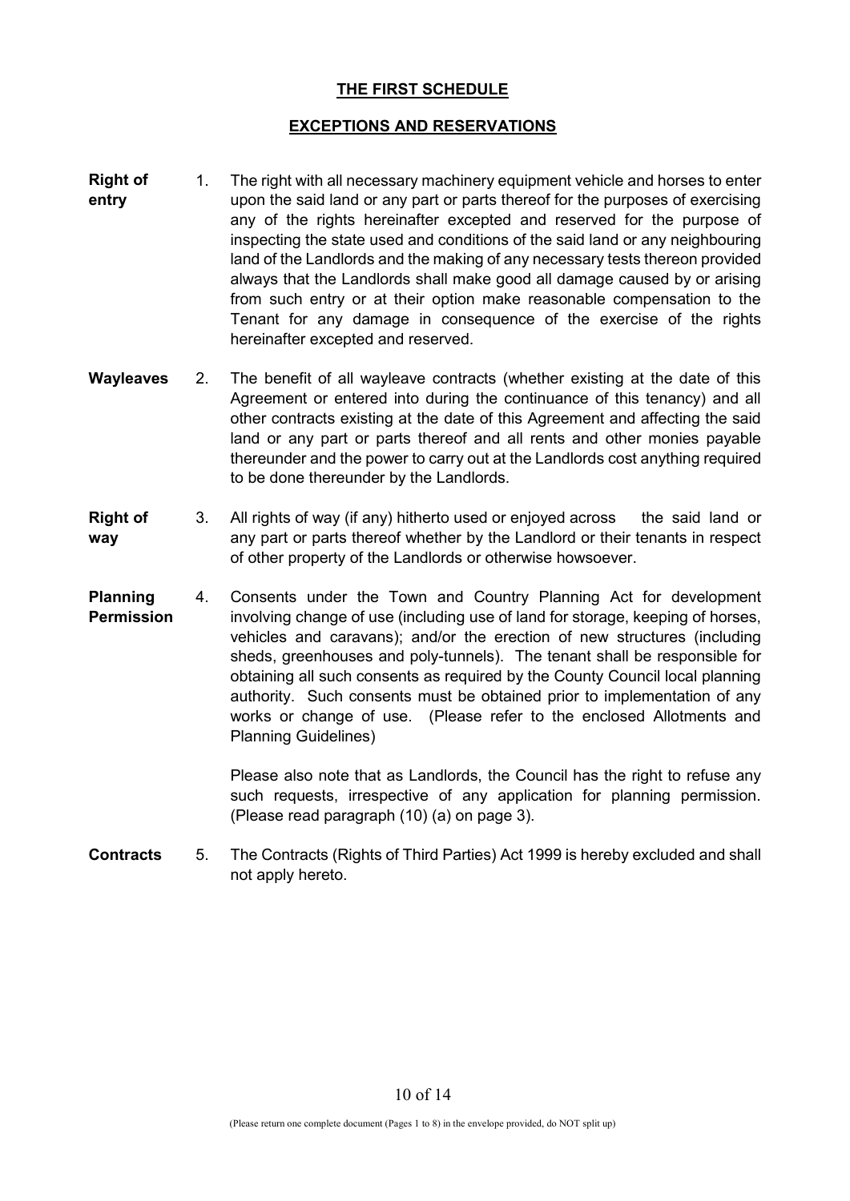## THE FIRST SCHEDULE

## EXCEPTIONS AND RESERVATIONS

**Right of entry** 1. The right with all necessary machinery equipment vehicle and horses to enter upon the said land or any part or parts thereof for the purposes of exercising any of the rights hereinafter excepted and reserved for the purpose of inspecting the state used and conditions of the said land or any neighbouring land of the Landlords and the making of any necessary tests thereon provided always that the Landlords shall make good all damage caused by or arising from such entry or at their option make reasonable compensation to the Tenant for any damage in consequence of the exercise of the rights hereinafter excepted and reserved.

**Wayleaves** 2. The benefit of all wayleave contracts (whether existing at the date of this Agreement or entered into during the continuance of this tenancy) and all other contracts existing at the date of this Agreement and affecting the said land or any part or parts thereof and all rents and other monies payable thereunder and the power to carry out at the Landlords cost anything required to be done thereunder by the Landlords.

**Right of way** 3. All rights of way (if any) hitherto used or enjoyed across the said land or any part or parts thereof whether by the Landlord or their tenants in respect of other property of the Landlords or otherwise howsoever.

**Planning Permission** 4. Consents under the Town and Country Planning Act for development involving change of use (including use of land for storage, keeping of horses, vehicles and caravans); and/or the erection of new structures (including sheds, greenhouses and poly-tunnels). The tenant shall be responsible for obtaining all such consents as required by the County Council local planning authority. Such consents must be obtained prior to implementation of any works or change of use. (Please refer to the enclosed Allotments and Planning Guidelines)

Please also note that as Landlords, the Council has the right to refuse any such requests, irrespective of any application for planning permission. (Please read paragraph (10) (a) on page 3).

**Contracts** 5. The Contracts (Rights of Third Parties) Act 1999 is hereby excluded and shall not apply hereto.

(Please return one complete document (Pages 1 to 8) in the envelope provided, do NOT split up)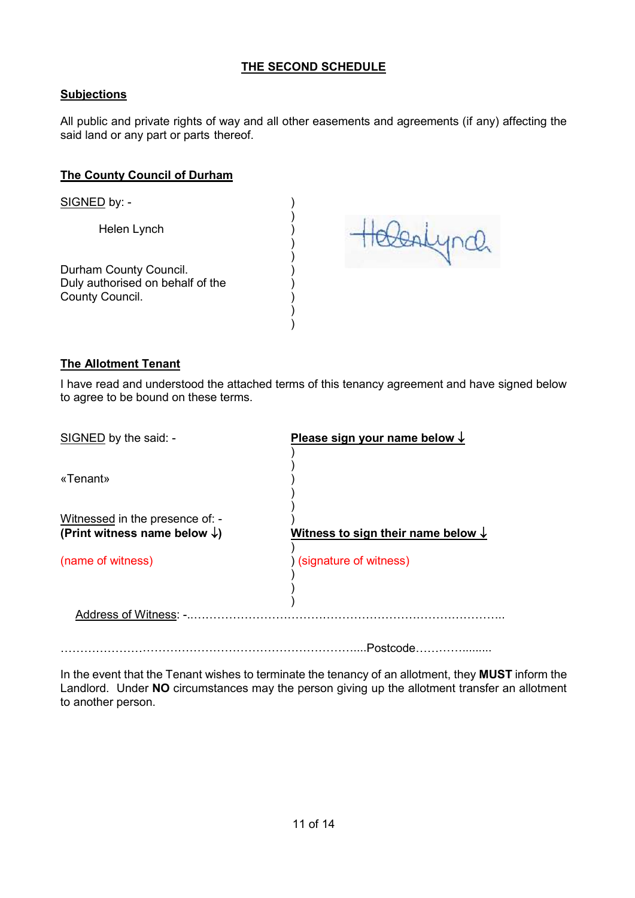## THE SECOND SCHEDULE

**Subjections**

All public and private rights of way and all other easements and agreements (if any) affecting the said land or any part or parts thereof.

**The County Council of Durham**

SIGNED by: -

Helen Lynch

Durham County Council.
Duly authorised on behalf of the County Council.

**The Allotment Tenant**

I have read and understood the attached terms of this tenancy agreement and have signed below to agree to be bound on these terms.

SIGNED by the said: -

**Please sign your name below ↓**

«Tenant»

Witnessed in the presence of: -
**(Print witness name below ↓)**

**Witness to sign their name below ↓**

(name of witness)

(signature of witness)

Address of Witness: -……………………………………………………………………………

……………………………………………………………………….....Postcode……………........

In the event that the Tenant wishes to terminate the tenancy of an allotment, they **MUST** inform the Landlord. Under **NO** circumstances may the person giving up the allotment transfer an allotment to another person.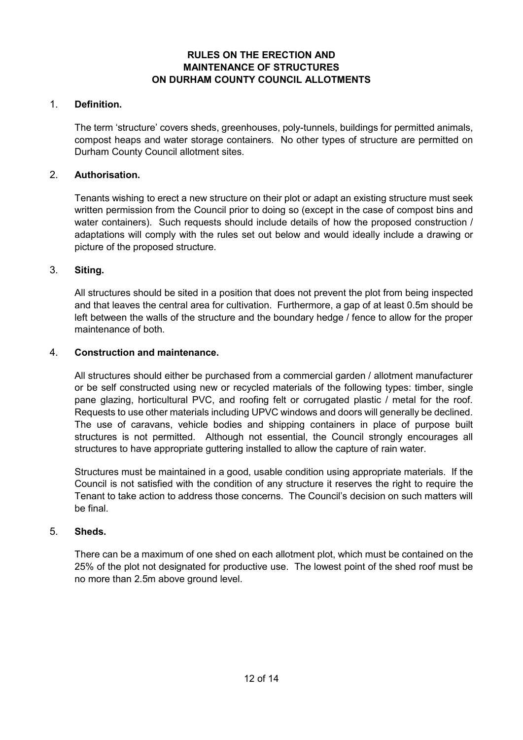# RULES ON THE ERECTION AND MAINTENANCE OF STRUCTURES ON DURHAM COUNTY COUNCIL ALLOTMENTS

1. **Definition.**

   The term 'structure' covers sheds, greenhouses, poly-tunnels, buildings for permitted animals, compost heaps and water storage containers. No other types of structure are permitted on Durham County Council allotment sites.

2. **Authorisation.**

   Tenants wishing to erect a new structure on their plot or adapt an existing structure must seek written permission from the Council prior to doing so (except in the case of compost bins and water containers). Such requests should include details of how the proposed construction / adaptations will comply with the rules set out below and would ideally include a drawing or picture of the proposed structure.

3. **Siting.**

   All structures should be sited in a position that does not prevent the plot from being inspected and that leaves the central area for cultivation. Furthermore, a gap of at least 0.5m should be left between the walls of the structure and the boundary hedge / fence to allow for the proper maintenance of both.

4. **Construction and maintenance.**

   All structures should either be purchased from a commercial garden / allotment manufacturer or be self constructed using new or recycled materials of the following types: timber, single pane glazing, horticultural PVC, and roofing felt or corrugated plastic / metal for the roof. Requests to use other materials including UPVC windows and doors will generally be declined. The use of caravans, vehicle bodies and shipping containers in place of purpose built structures is not permitted. Although not essential, the Council strongly encourages all structures to have appropriate guttering installed to allow the capture of rain water.

   Structures must be maintained in a good, usable condition using appropriate materials. If the Council is not satisfied with the condition of any structure it reserves the right to require the Tenant to take action to address those concerns. The Council's decision on such matters will be final.

5. **Sheds.**

   There can be a maximum of one shed on each allotment plot, which must be contained on the 25% of the plot not designated for productive use. The lowest point of the shed roof must be no more than 2.5m above ground level.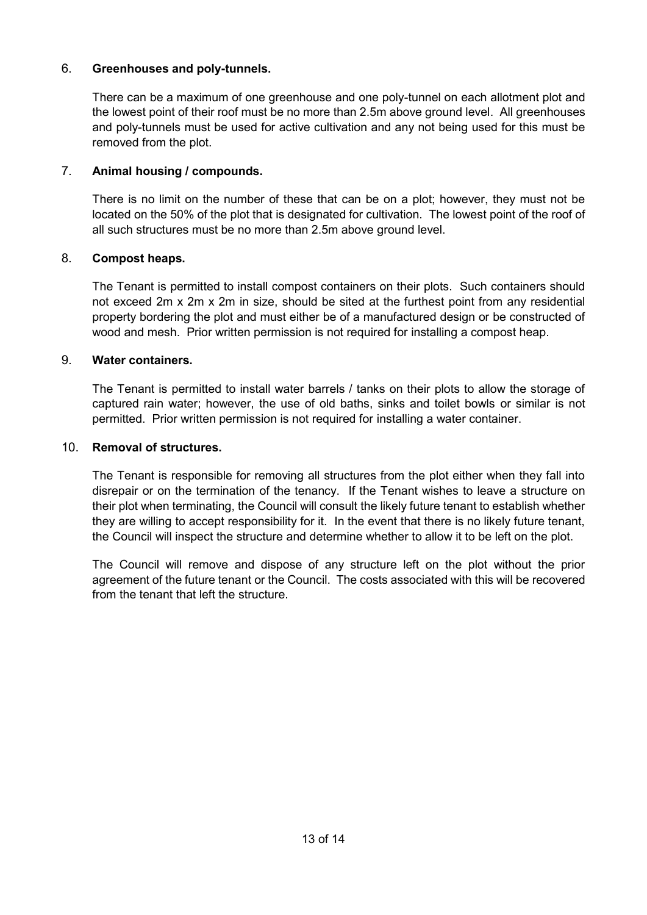6. **Greenhouses and poly-tunnels.**

   There can be a maximum of one greenhouse and one poly-tunnel on each allotment plot and the lowest point of their roof must be no more than 2.5m above ground level. All greenhouses and poly-tunnels must be used for active cultivation and any not being used for this must be removed from the plot.

7. **Animal housing / compounds.**

   There is no limit on the number of these that can be on a plot; however, they must not be located on the 50% of the plot that is designated for cultivation. The lowest point of the roof of all such structures must be no more than 2.5m above ground level.

8. **Compost heaps.**

   The Tenant is permitted to install compost containers on their plots. Such containers should not exceed 2m x 2m x 2m in size, should be sited at the furthest point from any residential property bordering the plot and must either be of a manufactured design or be constructed of wood and mesh. Prior written permission is not required for installing a compost heap.

9. **Water containers.**

   The Tenant is permitted to install water barrels / tanks on their plots to allow the storage of captured rain water; however, the use of old baths, sinks and toilet bowls or similar is not permitted. Prior written permission is not required for installing a water container.

10. **Removal of structures.**

    The Tenant is responsible for removing all structures from the plot either when they fall into disrepair or on the termination of the tenancy. If the Tenant wishes to leave a structure on their plot when terminating, the Council will consult the likely future tenant to establish whether they are willing to accept responsibility for it. In the event that there is no likely future tenant, the Council will inspect the structure and determine whether to allow it to be left on the plot.

    The Council will remove and dispose of any structure left on the plot without the prior agreement of the future tenant or the Council. The costs associated with this will be recovered from the tenant that left the structure.